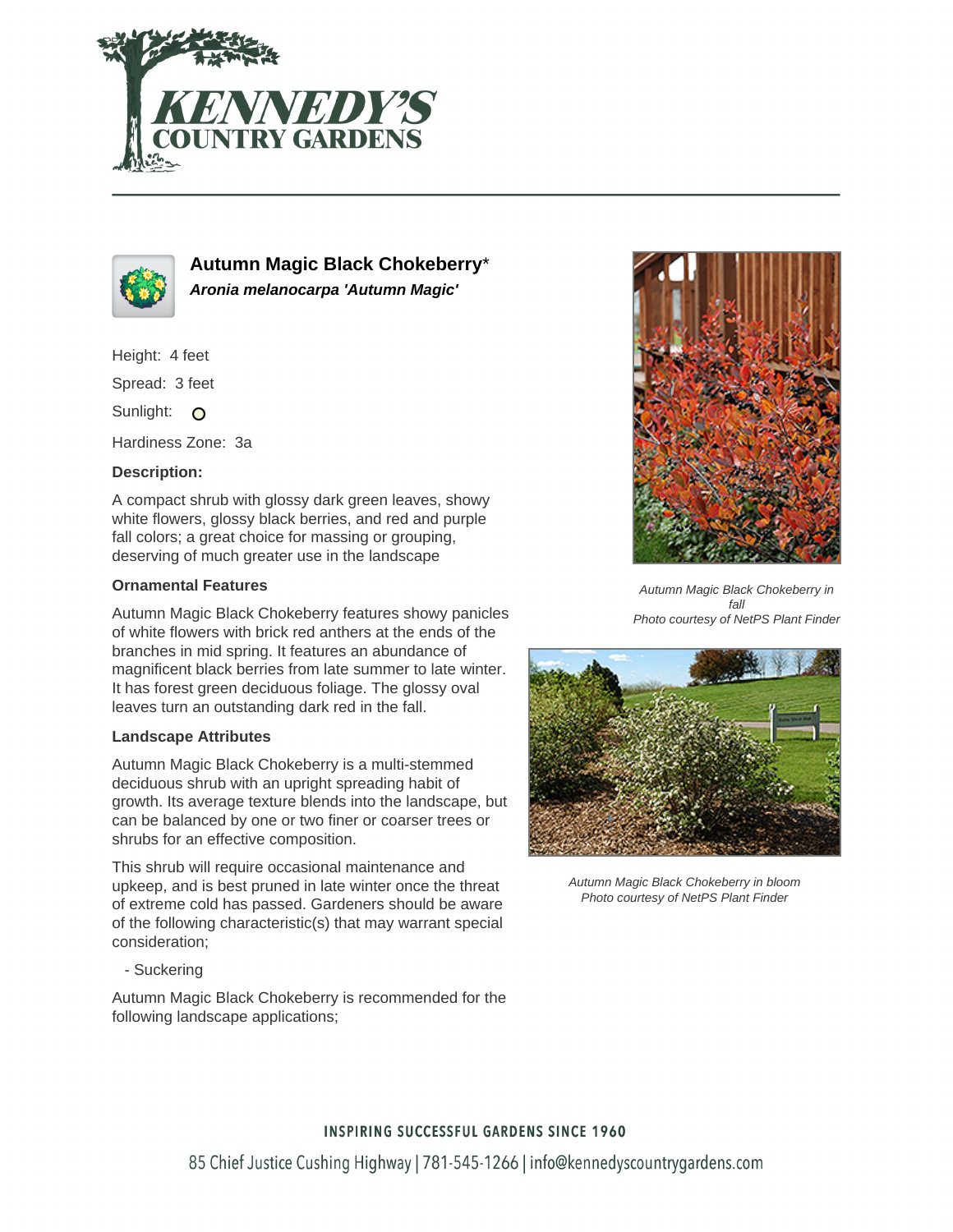# Autumn Magic Black Chokeberry*

***Aronia melanocarpa 'Autumn Magic'***

Height: 4 feet

Spread: 3 feet

Sunlight: ○

Hardiness Zone: 3a

**Description:**

A compact shrub with glossy dark green leaves, showy white flowers, glossy black berries, and red and purple fall colors; a great choice for massing or grouping, deserving of much greater use in the landscape

### Ornamental Features

Autumn Magic Black Chokeberry features showy panicles of white flowers with brick red anthers at the ends of the branches in mid spring. It features an abundance of magnificent black berries from late summer to late winter. It has forest green deciduous foliage. The glossy oval leaves turn an outstanding dark red in the fall.

### Landscape Attributes

Autumn Magic Black Chokeberry is a multi-stemmed deciduous shrub with an upright spreading habit of growth. Its average texture blends into the landscape, but can be balanced by one or two finer or coarser trees or shrubs for an effective composition.

This shrub will require occasional maintenance and upkeep, and is best pruned in late winter once the threat of extreme cold has passed. Gardeners should be aware of the following characteristic(s) that may warrant special consideration;

- Suckering

Autumn Magic Black Chokeberry is recommended for the following landscape applications;

*Autumn Magic Black Chokeberry in fall*
*Photo courtesy of NetPS Plant Finder*

*Autumn Magic Black Chokeberry in bloom*
*Photo courtesy of NetPS Plant Finder*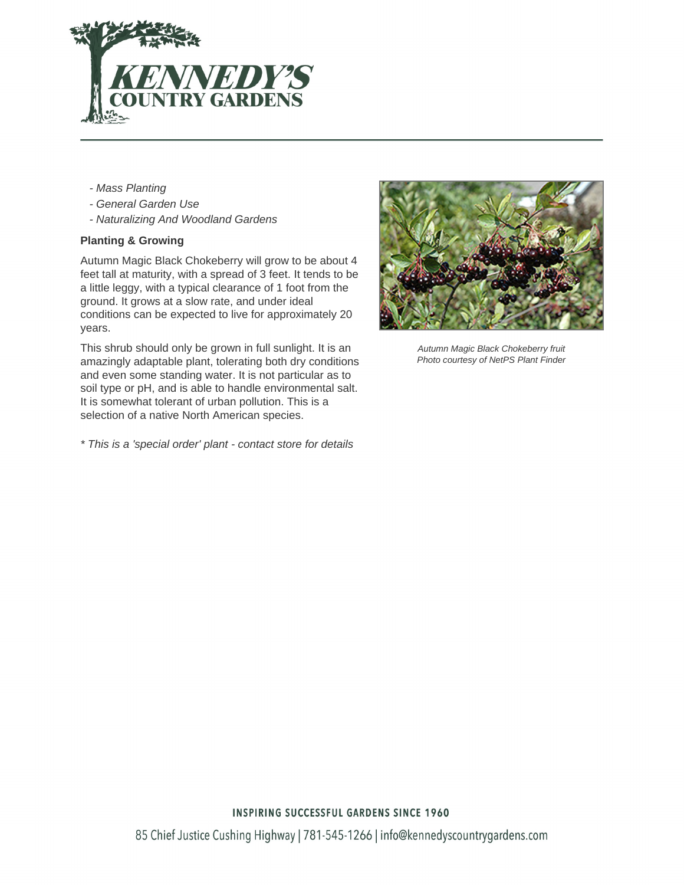- *Mass Planting*
- *General Garden Use*
- *Naturalizing And Woodland Gardens*

**Planting & Growing**

Autumn Magic Black Chokeberry will grow to be about 4 feet tall at maturity, with a spread of 3 feet. It tends to be a little leggy, with a typical clearance of 1 foot from the ground. It grows at a slow rate, and under ideal conditions can be expected to live for approximately 20 years.

This shrub should only be grown in full sunlight. It is an amazingly adaptable plant, tolerating both dry conditions and even some standing water. It is not particular as to soil type or pH, and is able to handle environmental salt. It is somewhat tolerant of urban pollution. This is a selection of a native North American species.

*Autumn Magic Black Chokeberry fruit*
*Photo courtesy of NetPS Plant Finder*

*\* This is a 'special order' plant - contact store for details*